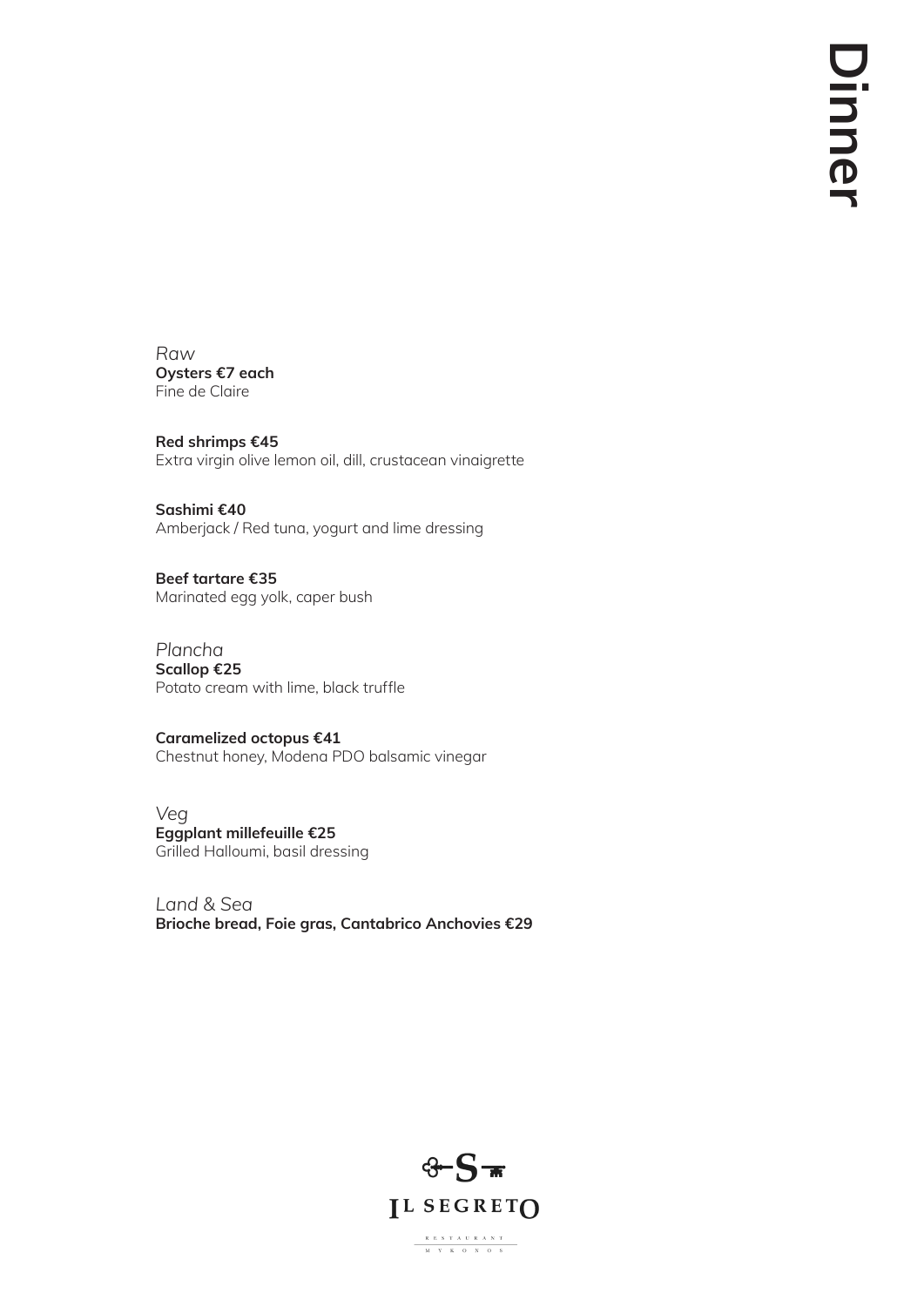# Dinner

*Raw*

**Oysters €7 each**
Fine de Claire

**Red shrimps €45**
Extra virgin olive lemon oil, dill, crustacean vinaigrette

**Sashimi €40**
Amberjack / Red tuna, yogurt and lime dressing

**Beef tartare €35**
Marinated egg yolk, caper bush

*Plancha*

**Scallop €25**
Potato cream with lime, black truffle

**Caramelized octopus €41**
Chestnut honey, Modena PDO balsamic vinegar

*Veg*

**Eggplant millefeuille €25**
Grilled Halloumi, basil dressing

*Land & Sea*

**Brioche bread, Foie gras, Cantabrico Anchovies €29**

IL SEGRETO
RESTAURANT
MYKONOS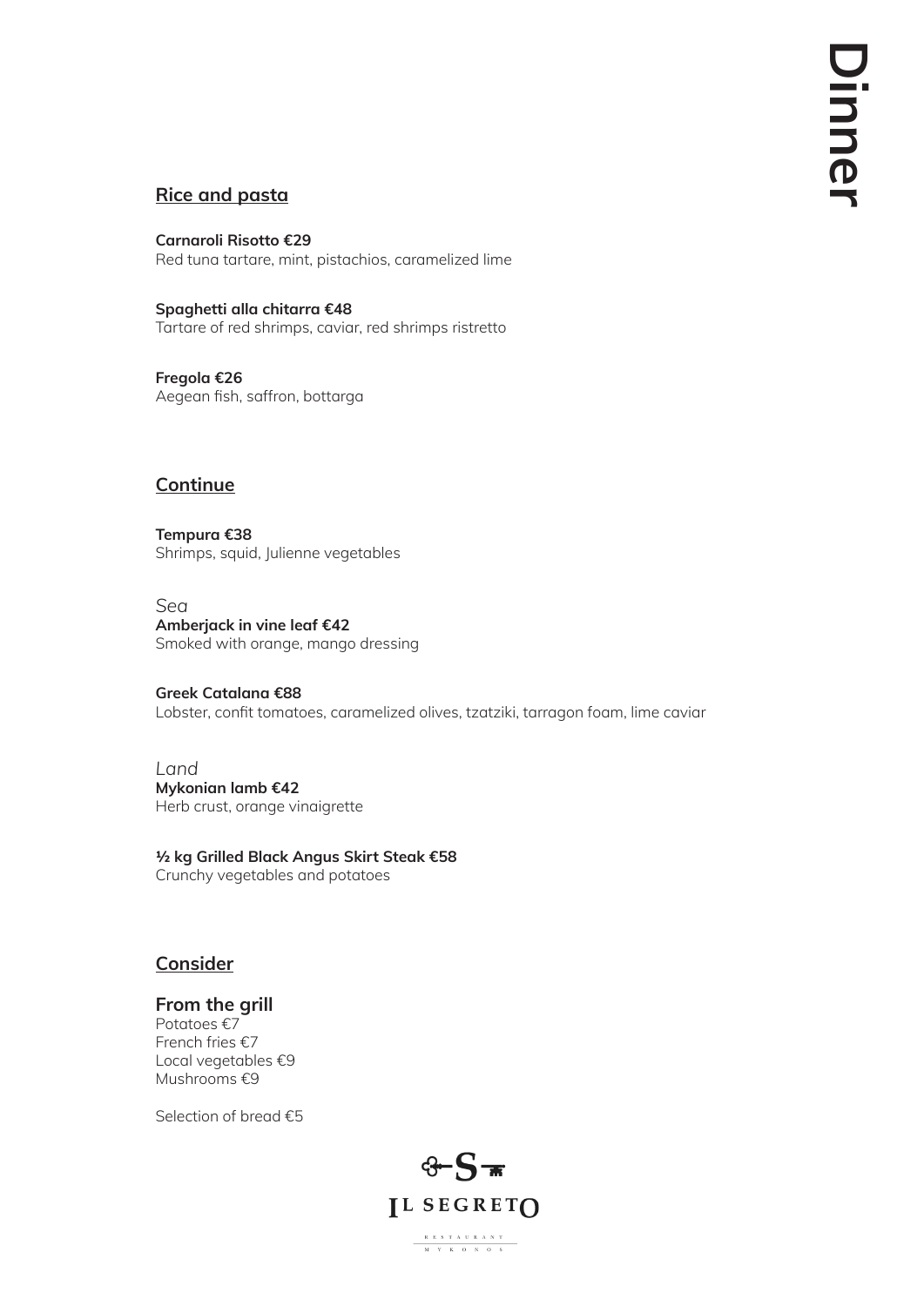# Dinner

## Rice and pasta

**Carnaroli Risotto €29**
Red tuna tartare, mint, pistachios, caramelized lime

**Spaghetti alla chitarra €48**
Tartare of red shrimps, caviar, red shrimps ristretto

**Fregola €26**
Aegean fish, saffron, bottarga

## Continue

**Tempura €38**
Shrimps, squid, Julienne vegetables

*Sea*

**Amberjack in vine leaf €42**
Smoked with orange, mango dressing

**Greek Catalana €88**
Lobster, confit tomatoes, caramelized olives, tzatziki, tarragon foam, lime caviar

*Land*

**Mykonian lamb €42**
Herb crust, orange vinaigrette

**½ kg Grilled Black Angus Skirt Steak €58**
Crunchy vegetables and potatoes

## Consider

### From the grill

Potatoes €7
French fries €7
Local vegetables €9
Mushrooms €9

Selection of bread €5

IL SEGRETO
RESTAURANT
MYKONOS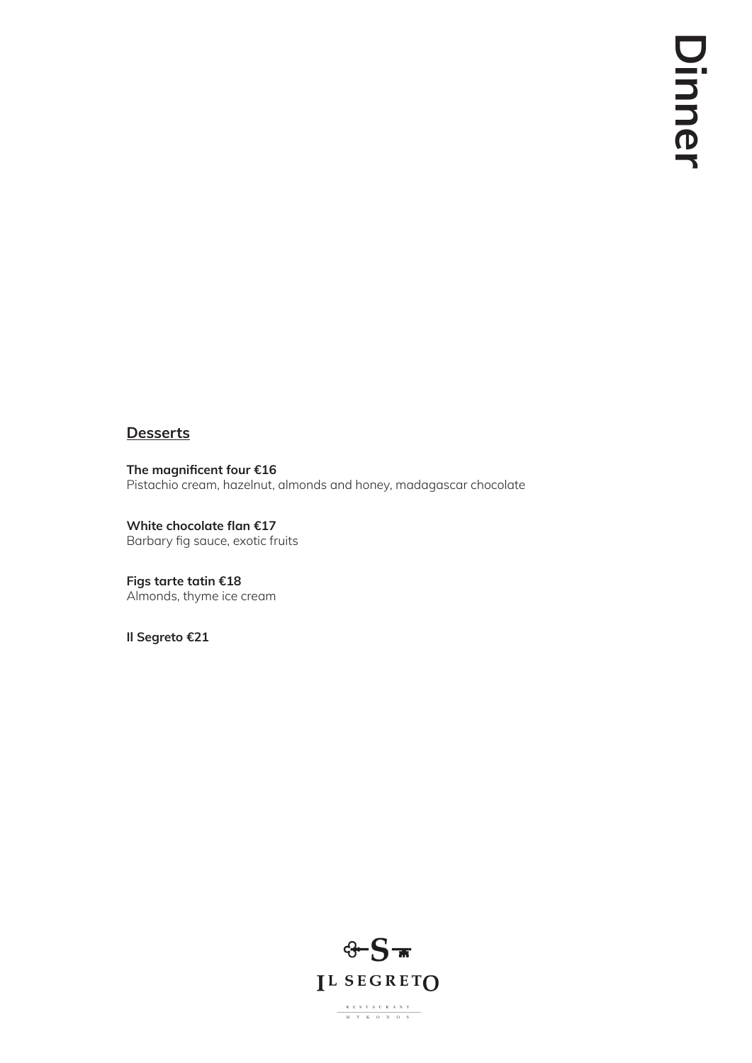# Dinner

## Desserts

**The magnificent four €16**
Pistachio cream, hazelnut, almonds and honey, madagascar chocolate

**White chocolate flan €17**
Barbary fig sauce, exotic fruits

**Figs tarte tatin €18**
Almonds, thyme ice cream

**Il Segreto €21**

IL SEGRETO
RESTAURANT
MYKONOS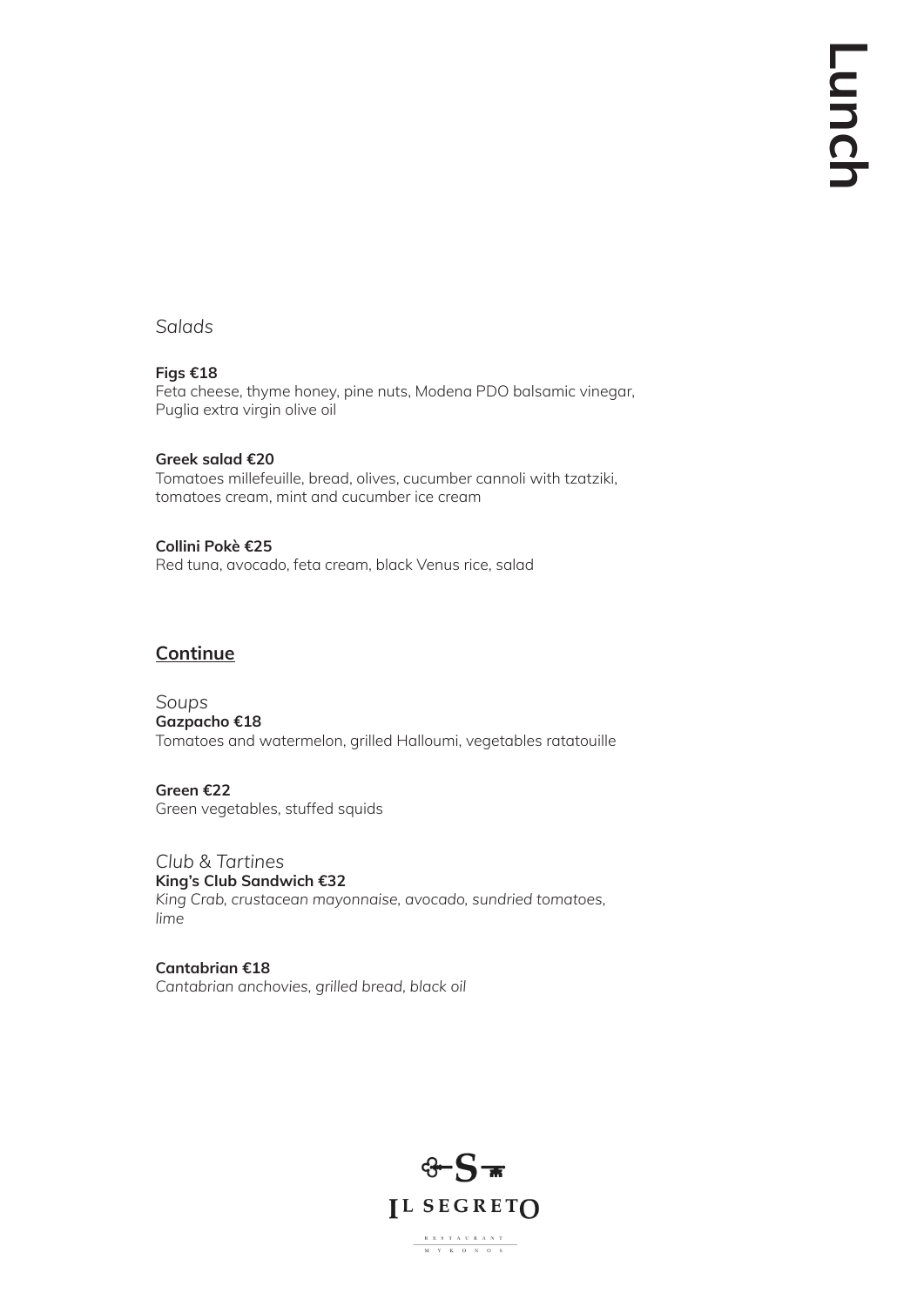# Lunch

*Salads*

**Figs €18**
Feta cheese, thyme honey, pine nuts, Modena PDO balsamic vinegar, Puglia extra virgin olive oil

**Greek salad €20**
Tomatoes millefeuille, bread, olives, cucumber cannoli with tzatziki, tomatoes cream, mint and cucumber ice cream

**Collini Pokè €25**
Red tuna, avocado, feta cream, black Venus rice, salad

## **Continue**

*Soups*

**Gazpacho €18**
Tomatoes and watermelon, grilled Halloumi, vegetables ratatouille

**Green €22**
Green vegetables, stuffed squids

*Club & Tartines*

**King's Club Sandwich €32**
*King Crab, crustacean mayonnaise, avocado, sundried tomatoes, lime*

**Cantabrian €18**
*Cantabrian anchovies, grilled bread, black oil*

IL SEGRETO
RESTAURANT
MYKONOS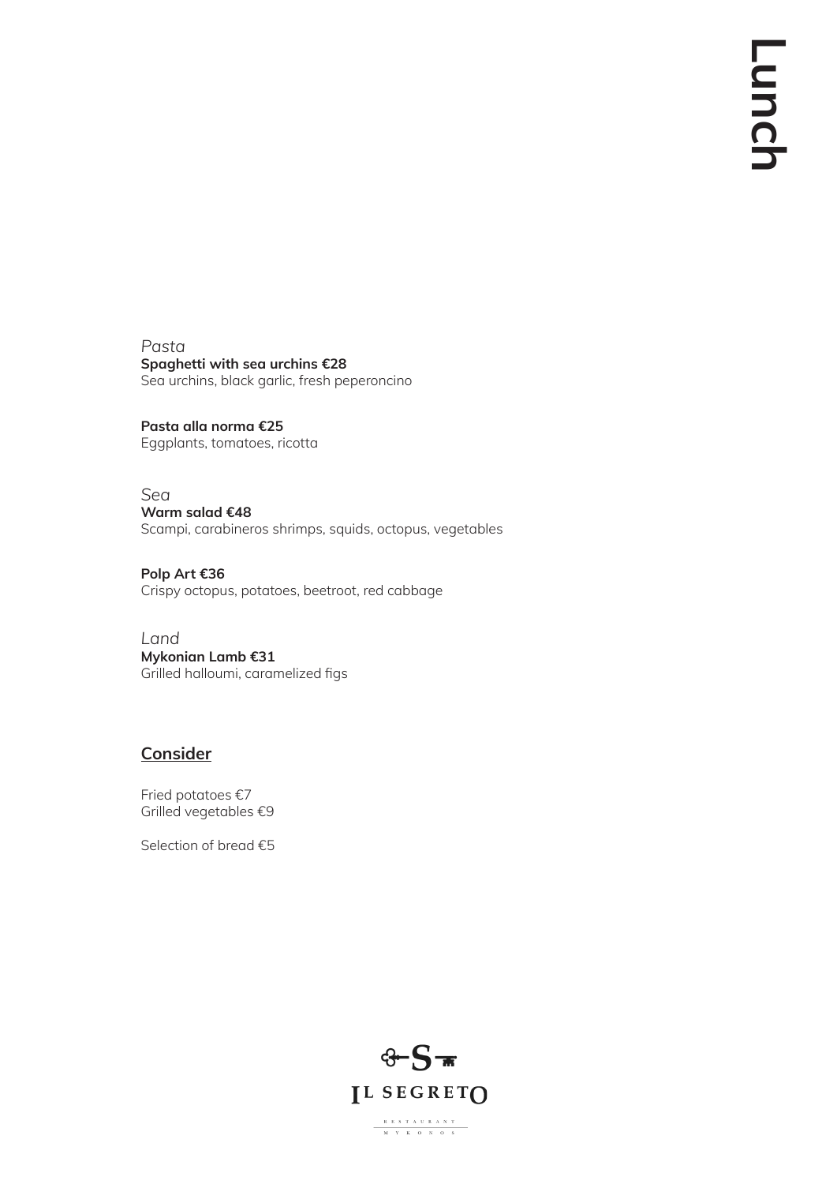# Lunch

*Pasta*

**Spaghetti with sea urchins €28**
Sea urchins, black garlic, fresh peperoncino

**Pasta alla norma €25**
Eggplants, tomatoes, ricotta

*Sea*

**Warm salad €48**
Scampi, carabineros shrimps, squids, octopus, vegetables

**Polp Art €36**
Crispy octopus, potatoes, beetroot, red cabbage

*Land*

**Mykonian Lamb €31**
Grilled halloumi, caramelized figs

## Consider

Fried potatoes €7
Grilled vegetables €9

Selection of bread €5

IL SEGRETO
RESTAURANT
MYKONOS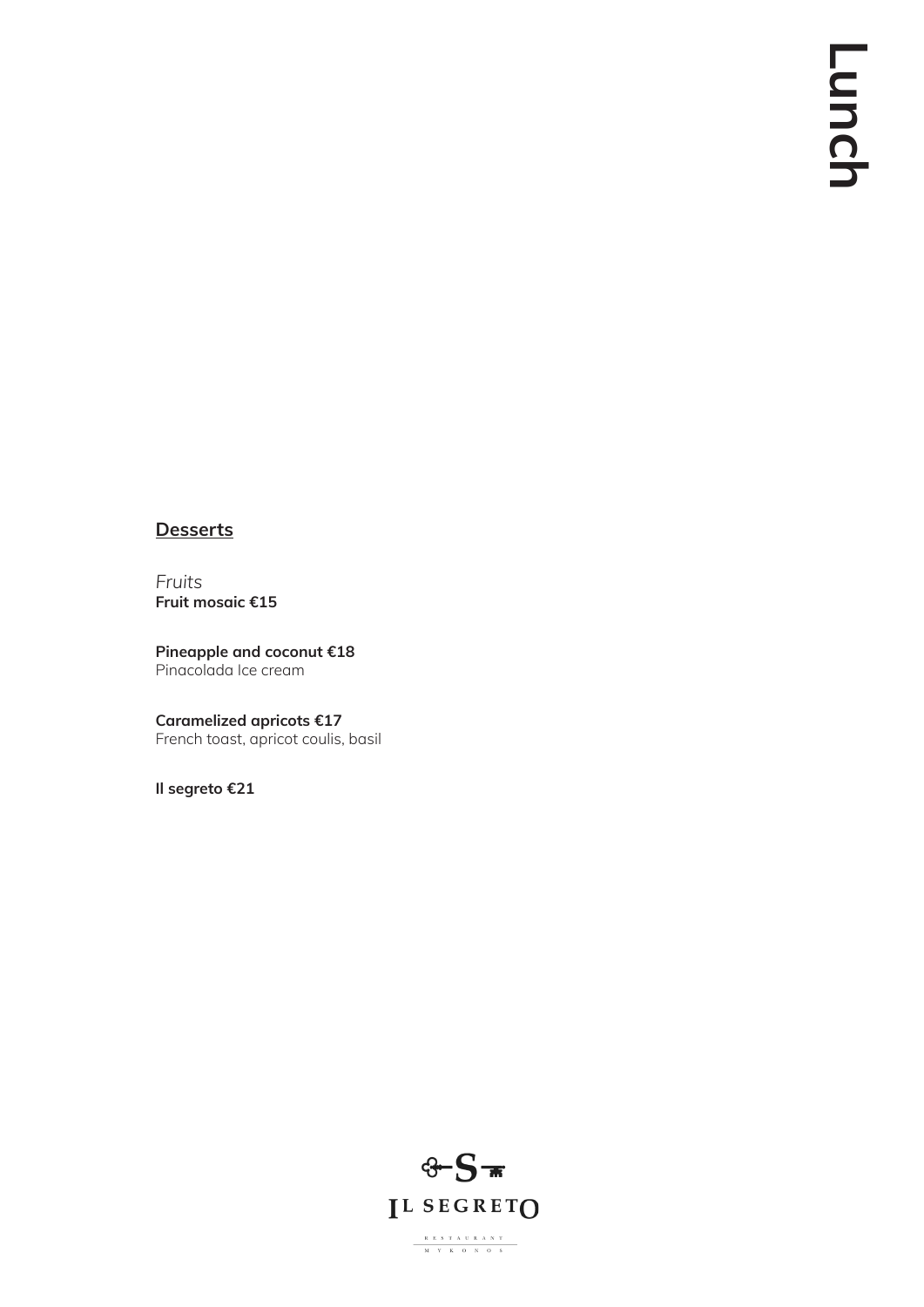# Lunch

## Desserts

*Fruits*
**Fruit mosaic €15**

**Pineapple and coconut €18**
Pinacolada Ice cream

**Caramelized apricots €17**
French toast, apricot coulis, basil

**Il segreto €21**

IL SEGRETO
RESTAURANT
MYKONOS